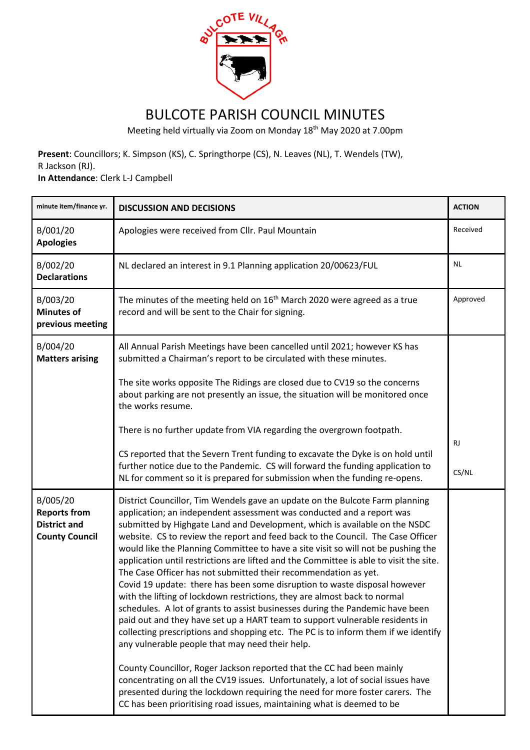# BULCOTE PARISH COUNCIL MINUTES

Meeting held virtually via Zoom on Monday 18th May 2020 at 7.00pm

**Present**: Councillors; K. Simpson (KS), C. Springthorpe (CS), N. Leaves (NL), T. Wendels (TW), R Jackson (RJ).
**In Attendance**: Clerk L-J Campbell

| minute item/finance yr. | DISCUSSION AND DECISIONS | ACTION |
|---|---|---|
| B/001/20 **Apologies** | Apologies were received from Cllr. Paul Mountain | Received |
| B/002/20 **Declarations** | NL declared an interest in 9.1 Planning application 20/00623/FUL | NL |
| B/003/20 **Minutes of previous meeting** | The minutes of the meeting held on 16th March 2020 were agreed as a true record and will be sent to the Chair for signing. | Approved |
| B/004/20 **Matters arising** | All Annual Parish Meetings have been cancelled until 2021; however KS has submitted a Chairman's report to be circulated with these minutes.<br><br>The site works opposite The Ridings are closed due to CV19 so the concerns about parking are not presently an issue, the situation will be monitored once the works resume.<br><br>There is no further update from VIA regarding the overgrown footpath.<br><br>CS reported that the Severn Trent funding to excavate the Dyke is on hold until further notice due to the Pandemic. CS will forward the funding application to NL for comment so it is prepared for submission when the funding re-opens. | RJ<br><br>CS/NL |
| B/005/20 **Reports from District and County Council** | District Councillor, Tim Wendels gave an update on the Bulcote Farm planning application; an independent assessment was conducted and a report was submitted by Highgate Land and Development, which is available on the NSDC website. CS to review the report and feed back to the Council. The Case Officer would like the Planning Committee to have a site visit so will not be pushing the application until restrictions are lifted and the Committee is able to visit the site. The Case Officer has not submitted their recommendation as yet.<br>Covid 19 update: there has been some disruption to waste disposal however with the lifting of lockdown restrictions, they are almost back to normal schedules. A lot of grants to assist businesses during the Pandemic have been paid out and they have set up a HART team to support vulnerable residents in collecting prescriptions and shopping etc. The PC is to inform them if we identify any vulnerable people that may need their help.<br><br>County Councillor, Roger Jackson reported that the CC had been mainly concentrating on all the CV19 issues. Unfortunately, a lot of social issues have presented during the lockdown requiring the need for more foster carers. The CC has been prioritising road issues, maintaining what is deemed to be | |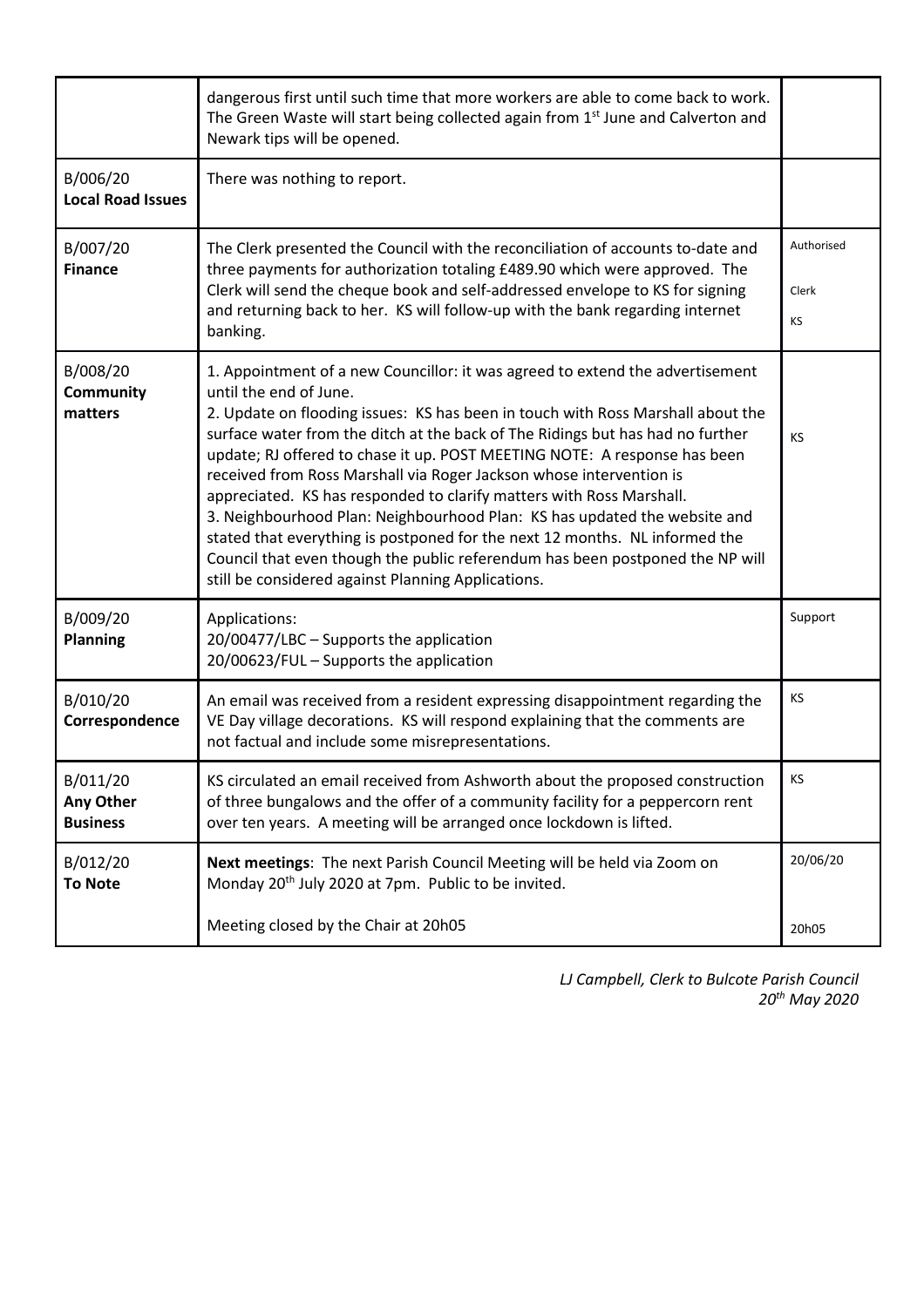| | | |
|---|---|---|
| | dangerous first until such time that more workers are able to come back to work. The Green Waste will start being collected again from 1st June and Calverton and Newark tips will be opened. | |
| B/006/20 **Local Road Issues** | There was nothing to report. | |
| B/007/20 **Finance** | The Clerk presented the Council with the reconciliation of accounts to-date and three payments for authorization totaling £489.90 which were approved. The Clerk will send the cheque book and self-addressed envelope to KS for signing and returning back to her. KS will follow-up with the bank regarding internet banking. | Authorised<br><br>Clerk<br><br>KS |
| B/008/20 **Community matters** | 1. Appointment of a new Councillor: it was agreed to extend the advertisement until the end of June.<br>2. Update on flooding issues: KS has been in touch with Ross Marshall about the surface water from the ditch at the back of The Ridings but has had no further update; RJ offered to chase it up. POST MEETING NOTE: A response has been received from Ross Marshall via Roger Jackson whose intervention is appreciated. KS has responded to clarify matters with Ross Marshall.<br>3. Neighbourhood Plan: Neighbourhood Plan: KS has updated the website and stated that everything is postponed for the next 12 months. NL informed the Council that even though the public referendum has been postponed the NP will still be considered against Planning Applications. | KS |
| B/009/20 **Planning** | Applications:<br>20/00477/LBC – Supports the application<br>20/00623/FUL – Supports the application | Support |
| B/010/20 **Correspondence** | An email was received from a resident expressing disappointment regarding the VE Day village decorations. KS will respond explaining that the comments are not factual and include some misrepresentations. | KS |
| B/011/20 **Any Other Business** | KS circulated an email received from Ashworth about the proposed construction of three bungalows and the offer of a community facility for a peppercorn rent over ten years. A meeting will be arranged once lockdown is lifted. | KS |
| B/012/20 **To Note** | **Next meetings**: The next Parish Council Meeting will be held via Zoom on Monday 20th July 2020 at 7pm. Public to be invited.<br><br>Meeting closed by the Chair at 20h05 | 20/06/20<br><br>20h05 |

*LJ Campbell, Clerk to Bulcote Parish Council*
*20th May 2020*